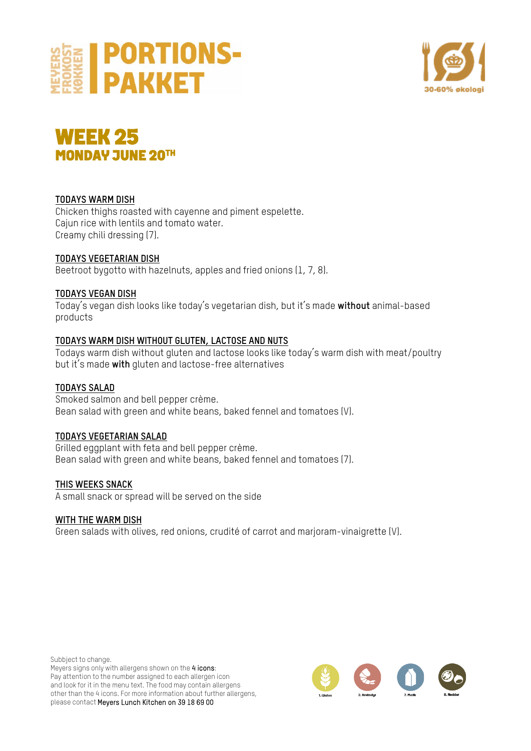MEYERS FROKOST KØKKEN

# PORTIONS-PAKKET

30-60% økologi

# WEEK 25
## MONDAY JUNE 20TH

**TODAYS WARM DISH**
Chicken thighs roasted with cayenne and piment espelette.
Cajun rice with lentils and tomato water.
Creamy chili dressing (7).

**TODAYS VEGETARIAN DISH**
Beetroot bygotto with hazelnuts, apples and fried onions (1, 7, 8).

**TODAYS VEGAN DISH**
Today's vegan dish looks like today's vegetarian dish, but it's made **without** animal-based products

**TODAYS WARM DISH WITHOUT GLUTEN, LACTOSE AND NUTS**
Todays warm dish without gluten and lactose looks like today's warm dish with meat/poultry but it's made **with** gluten and lactose-free alternatives

**TODAYS SALAD**
Smoked salmon and bell pepper crème.
Bean salad with green and white beans, baked fennel and tomatoes (V).

**TODAYS VEGETARIAN SALAD**
Grilled eggplant with feta and bell pepper crème.
Bean salad with green and white beans, baked fennel and tomatoes (7).

**THIS WEEKS SNACK**
A small snack or spread will be served on the side

**WITH THE WARM DISH**
Green salads with olives, red onions, crudité of carrot and marjoram-vinaigrette (V).

Subbject to change.
Meyers signs only with allergens shown on the **4 icons**:
Pay attention to the number assigned to each allergen icon and look for it in the menu text. The food may contain allergens other than the 4 icons. For more information about further allergens, please contact **Meyers Lunch Kitchen on 39 18 69 00**

1. Gluten
2. Krebsdyr
7. Mælk
8. Nødder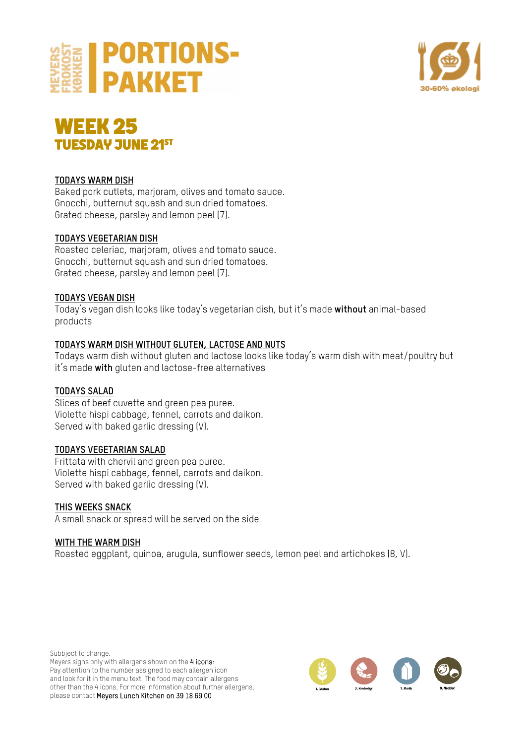# MEYERS FROKOST KØKKEN | PORTIONS-PAKKET

30-60% økologi

## WEEK 25
### TUESDAY JUNE 21ST

**TODAYS WARM DISH**

Baked pork cutlets, marjoram, olives and tomato sauce.
Gnocchi, butternut squash and sun dried tomatoes.
Grated cheese, parsley and lemon peel (7).

**TODAYS VEGETARIAN DISH**

Roasted celeriac, marjoram, olives and tomato sauce.
Gnocchi, butternut squash and sun dried tomatoes.
Grated cheese, parsley and lemon peel (7).

**TODAYS VEGAN DISH**

Today's vegan dish looks like today's vegetarian dish, but it's made **without** animal-based products

**TODAYS WARM DISH WITHOUT GLUTEN, LACTOSE AND NUTS**

Todays warm dish without gluten and lactose looks like today's warm dish with meat/poultry but it's made **with** gluten and lactose-free alternatives

**TODAYS SALAD**

Slices of beef cuvette and green pea puree.
Violette hispi cabbage, fennel, carrots and daikon.
Served with baked garlic dressing (V).

**TODAYS VEGETARIAN SALAD**

Frittata with chervil and green pea puree.
Violette hispi cabbage, fennel, carrots and daikon.
Served with baked garlic dressing (V).

**THIS WEEKS SNACK**

A small snack or spread will be served on the side

**WITH THE WARM DISH**

Roasted eggplant, quinoa, arugula, sunflower seeds, lemon peel and artichokes (8, V).

Subbject to change.
Meyers signs only with allergens shown on the **4 icons**:
Pay attention to the number assigned to each allergen icon
and look for it in the menu text. The food may contain allergens
other than the 4 icons. For more information about further allergens,
please contact Meyers Lunch Kitchen on 39 18 69 00

1. Gluten 2. Krebsdyr 7. Mælk 8. Nødder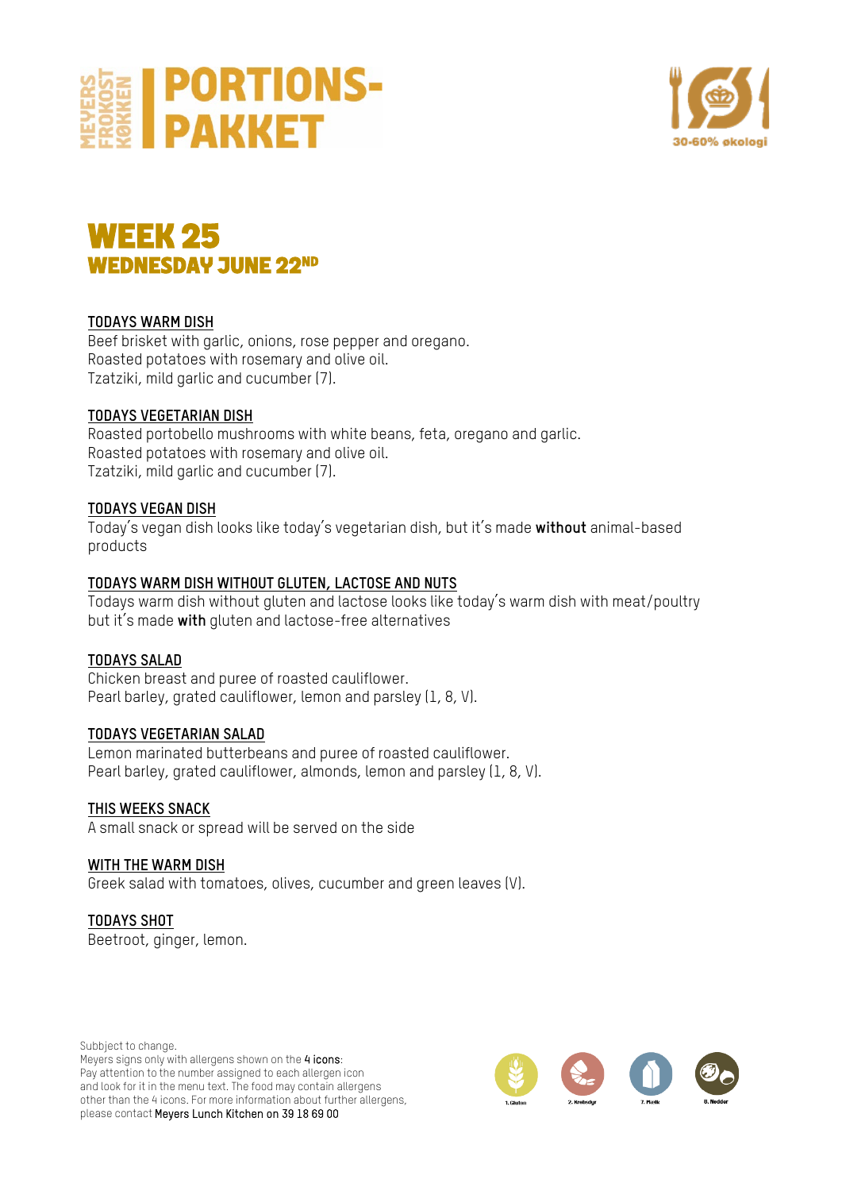# MEYERS FROKOST KØKKEN | PORTIONS-PAKKET

30-60% økologi

# WEEK 25
## WEDNESDAY JUNE 22ND

**TODAYS WARM DISH**
Beef brisket with garlic, onions, rose pepper and oregano.
Roasted potatoes with rosemary and olive oil.
Tzatziki, mild garlic and cucumber (7).

**TODAYS VEGETARIAN DISH**
Roasted portobello mushrooms with white beans, feta, oregano and garlic.
Roasted potatoes with rosemary and olive oil.
Tzatziki, mild garlic and cucumber (7).

**TODAYS VEGAN DISH**
Today's vegan dish looks like today's vegetarian dish, but it's made **without** animal-based products

**TODAYS WARM DISH WITHOUT GLUTEN, LACTOSE AND NUTS**
Todays warm dish without gluten and lactose looks like today's warm dish with meat/poultry but it's made **with** gluten and lactose-free alternatives

**TODAYS SALAD**
Chicken breast and puree of roasted cauliflower.
Pearl barley, grated cauliflower, lemon and parsley (1, 8, V).

**TODAYS VEGETARIAN SALAD**
Lemon marinated butterbeans and puree of roasted cauliflower.
Pearl barley, grated cauliflower, almonds, lemon and parsley (1, 8, V).

**THIS WEEKS SNACK**
A small snack or spread will be served on the side

**WITH THE WARM DISH**
Greek salad with tomatoes, olives, cucumber and green leaves (V).

**TODAYS SHOT**
Beetroot, ginger, lemon.

Subbject to change.
Meyers signs only with allergens shown on the **4 icons**:
Pay attention to the number assigned to each allergen icon and look for it in the menu text. The food may contain allergens other than the 4 icons. For more information about further allergens, please contact **Meyers Lunch Kitchen on 39 18 69 00**

1. Gluten | 2. Krebsdyr | 7. Mælk | 8. Nødder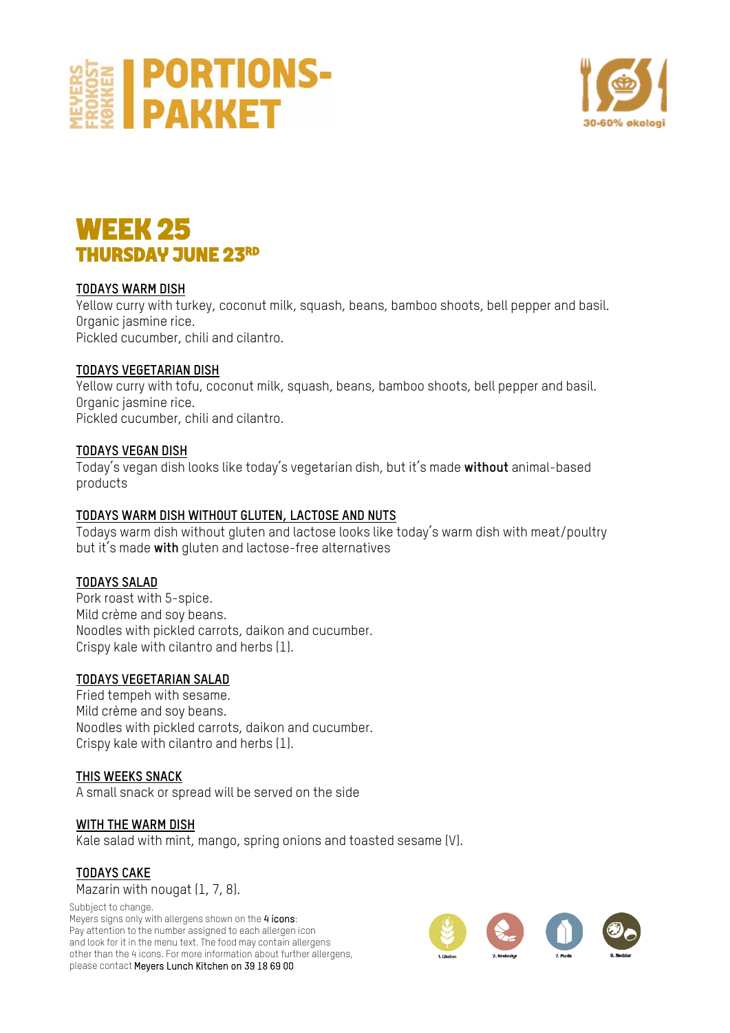# PORTIONS-PAKKET

MEYERS FROKOST KØKKEN

30-60% økologi

## WEEK 25
### THURSDAY JUNE 23RD

**TODAYS WARM DISH**
Yellow curry with turkey, coconut milk, squash, beans, bamboo shoots, bell pepper and basil.
Organic jasmine rice.
Pickled cucumber, chili and cilantro.

**TODAYS VEGETARIAN DISH**
Yellow curry with tofu, coconut milk, squash, beans, bamboo shoots, bell pepper and basil.
Organic jasmine rice.
Pickled cucumber, chili and cilantro.

**TODAYS VEGAN DISH**
Today's vegan dish looks like today's vegetarian dish, but it's made **without** animal-based products

**TODAYS WARM DISH WITHOUT GLUTEN, LACTOSE AND NUTS**
Todays warm dish without gluten and lactose looks like today's warm dish with meat/poultry but it's made **with** gluten and lactose-free alternatives

**TODAYS SALAD**
Pork roast with 5-spice.
Mild crème and soy beans.
Noodles with pickled carrots, daikon and cucumber.
Crispy kale with cilantro and herbs (1).

**TODAYS VEGETARIAN SALAD**
Fried tempeh with sesame.
Mild crème and soy beans.
Noodles with pickled carrots, daikon and cucumber.
Crispy kale with cilantro and herbs (1).

**THIS WEEKS SNACK**
A small snack or spread will be served on the side

**WITH THE WARM DISH**
Kale salad with mint, mango, spring onions and toasted sesame (V).

**TODAYS CAKE**
Mazarin with nougat (1, 7, 8).

Subbject to change.
Meyers signs only with allergens shown on the **4 icons**:
Pay attention to the number assigned to each allergen icon and look for it in the menu text. The food may contain allergens other than the 4 icons. For more information about further allergens, please contact **Meyers Lunch Kitchen on 39 18 69 00**

1. Gluten  2. Krebsdyr  7. Mælk  8. Nødder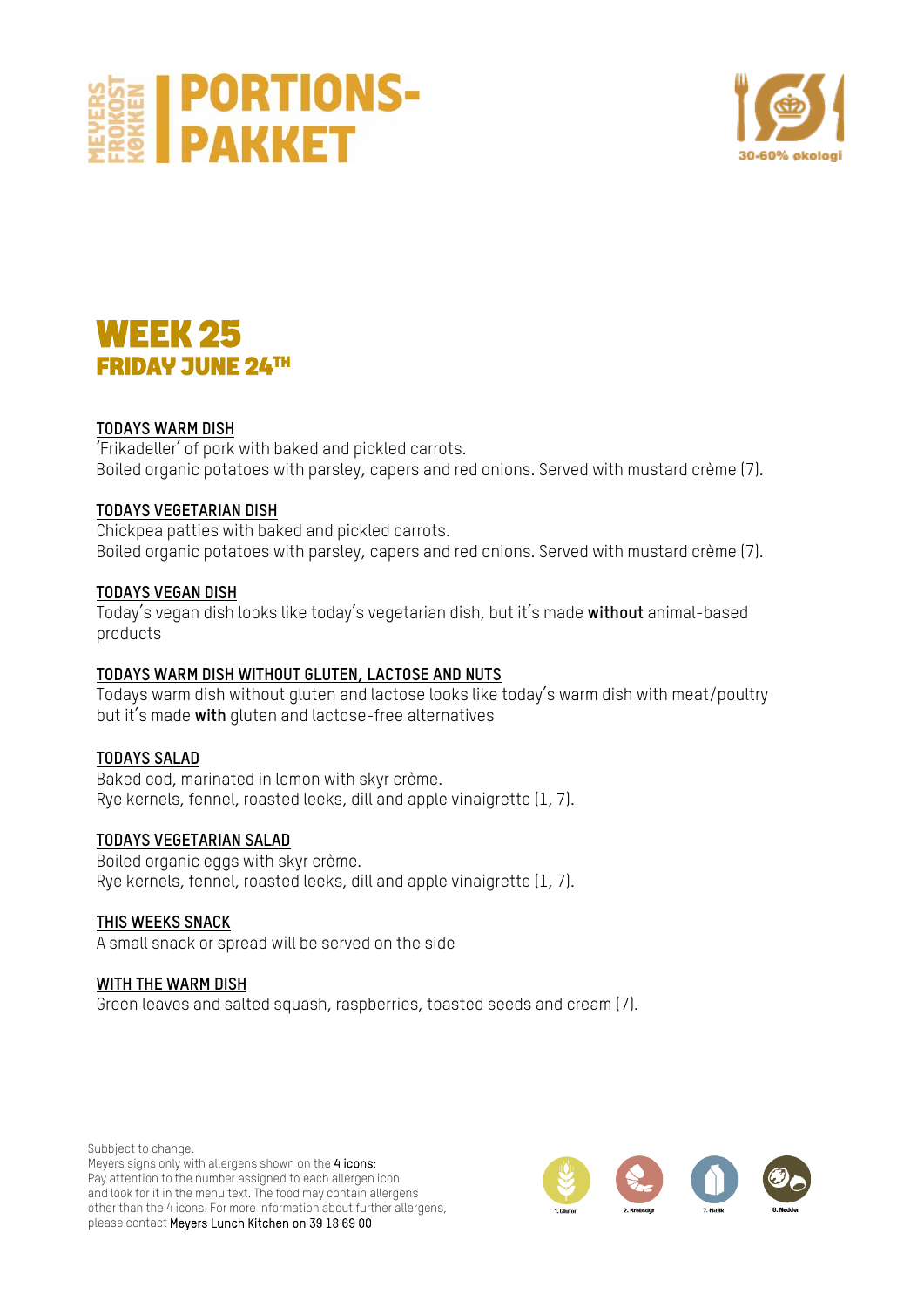# PORTIONS-PAKKET

MEYERS FROKOST KØKKEN

30-60% økologi

## WEEK 25
### FRIDAY JUNE 24TH

**TODAYS WARM DISH**
'Frikadeller' of pork with baked and pickled carrots.
Boiled organic potatoes with parsley, capers and red onions. Served with mustard crème (7).

**TODAYS VEGETARIAN DISH**
Chickpea patties with baked and pickled carrots.
Boiled organic potatoes with parsley, capers and red onions. Served with mustard crème (7).

**TODAYS VEGAN DISH**
Today's vegan dish looks like today's vegetarian dish, but it's made **without** animal-based products

**TODAYS WARM DISH WITHOUT GLUTEN, LACTOSE AND NUTS**
Todays warm dish without gluten and lactose looks like today's warm dish with meat/poultry but it's made **with** gluten and lactose-free alternatives

**TODAYS SALAD**
Baked cod, marinated in lemon with skyr crème.
Rye kernels, fennel, roasted leeks, dill and apple vinaigrette (1, 7).

**TODAYS VEGETARIAN SALAD**
Boiled organic eggs with skyr crème.
Rye kernels, fennel, roasted leeks, dill and apple vinaigrette (1, 7).

**THIS WEEKS SNACK**
A small snack or spread will be served on the side

**WITH THE WARM DISH**
Green leaves and salted squash, raspberries, toasted seeds and cream (7).

Subbject to change.
Meyers signs only with allergens shown on the 4 icons:
Pay attention to the number assigned to each allergen icon and look for it in the menu text. The food may contain allergens other than the 4 icons. For more information about further allergens, please contact Meyers Lunch Kitchen on 39 18 69 00

1. Gluten 2. Krebsdyr 7. Mælk 8. Nødder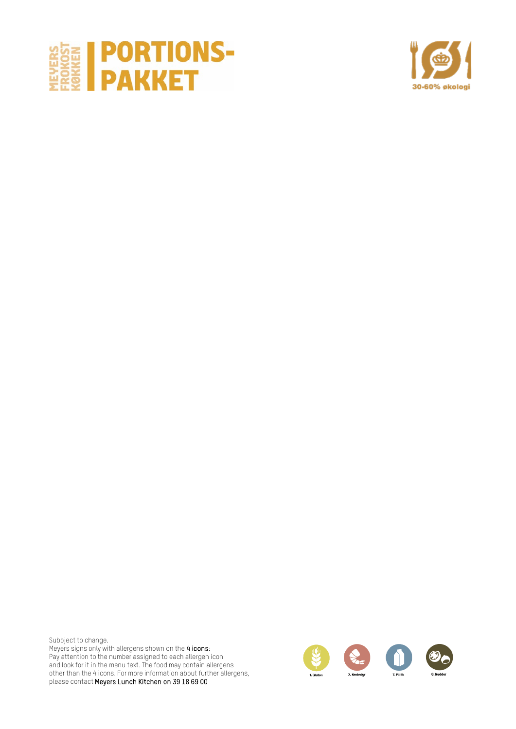# MEYERS FROKOST KØKKEN | PORTIONS-PAKKET

30-60% økologi

Subbject to change.
Meyers signs only with allergens shown on the **4 icons**:
Pay attention to the number assigned to each allergen icon
and look for it in the menu text. The food may contain allergens
other than the 4 icons. For more information about further allergens,
please contact **Meyers Lunch Kitchen on 39 18 69 00**

1. Gluten
2. Krebsdyr
7. Mælk
8. Nødder